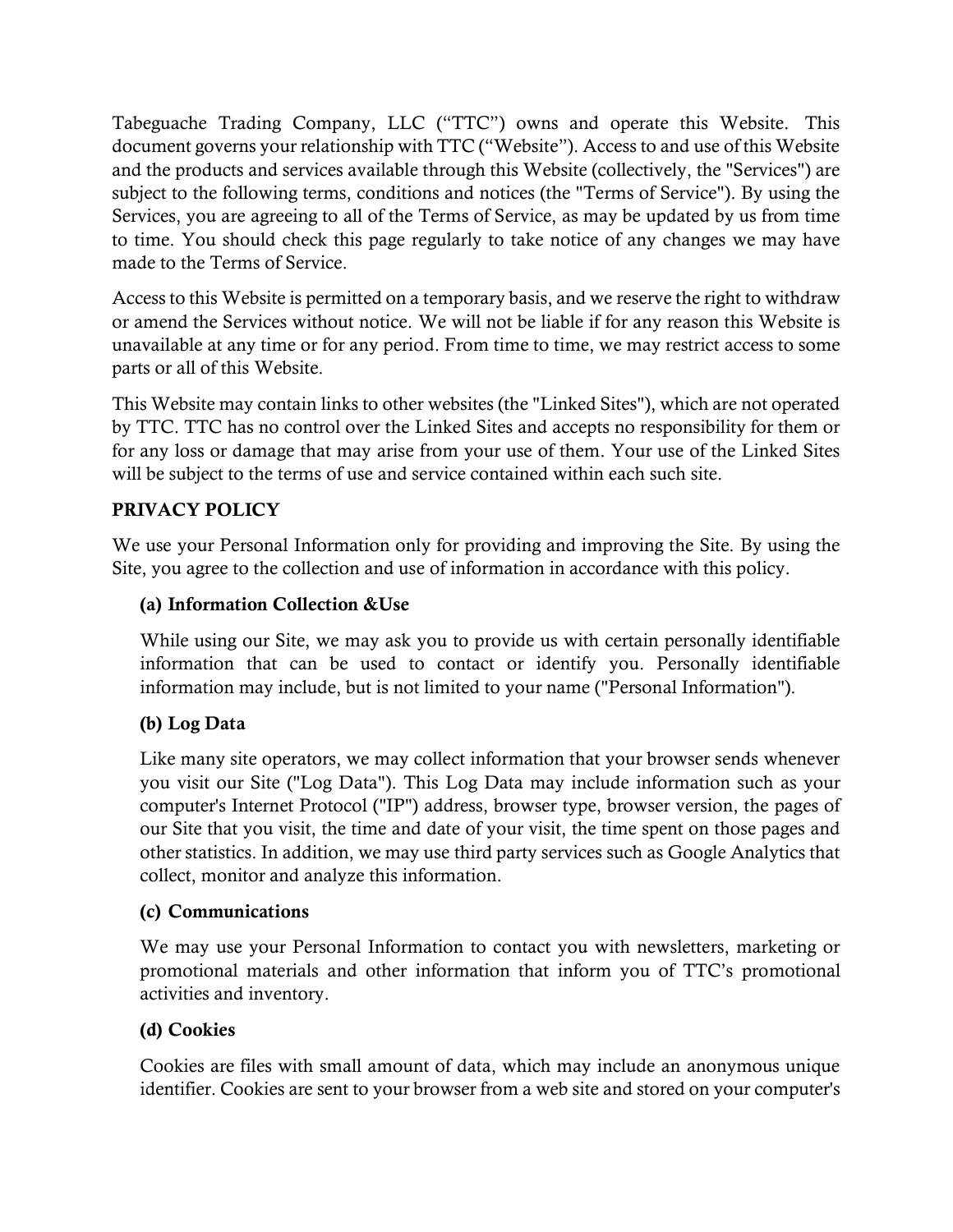Tabeguache Trading Company, LLC (“TTC”) owns and operate this Website. This document governs your relationship with TTC (“Website”). Access to and use of this Website and the products and services available through this Website (collectively, the "Services") are subject to the following terms, conditions and notices (the "Terms of Service"). By using the Services, you are agreeing to all of the Terms of Service, as may be updated by us from time to time. You should check this page regularly to take notice of any changes we may have made to the Terms of Service.

Access to this Website is permitted on a temporary basis, and we reserve the right to withdraw or amend the Services without notice. We will not be liable if for any reason this Website is unavailable at any time or for any period. From time to time, we may restrict access to some parts or all of this Website.

This Website may contain links to other websites (the "Linked Sites"), which are not operated by TTC. TTC has no control over the Linked Sites and accepts no responsibility for them or for any loss or damage that may arise from your use of them. Your use of the Linked Sites will be subject to the terms of use and service contained within each such site.

**PRIVACY POLICY**

We use your Personal Information only for providing and improving the Site. By using the Site, you agree to the collection and use of information in accordance with this policy.

**(a) Information Collection &Use**

While using our Site, we may ask you to provide us with certain personally identifiable information that can be used to contact or identify you. Personally identifiable information may include, but is not limited to your name ("Personal Information").

**(b) Log Data**

Like many site operators, we may collect information that your browser sends whenever you visit our Site ("Log Data"). This Log Data may include information such as your computer's Internet Protocol ("IP") address, browser type, browser version, the pages of our Site that you visit, the time and date of your visit, the time spent on those pages and other statistics. In addition, we may use third party services such as Google Analytics that collect, monitor and analyze this information.

**(c) Communications**

We may use your Personal Information to contact you with newsletters, marketing or promotional materials and other information that inform you of TTC’s promotional activities and inventory.

**(d) Cookies**

Cookies are files with small amount of data, which may include an anonymous unique identifier. Cookies are sent to your browser from a web site and stored on your computer's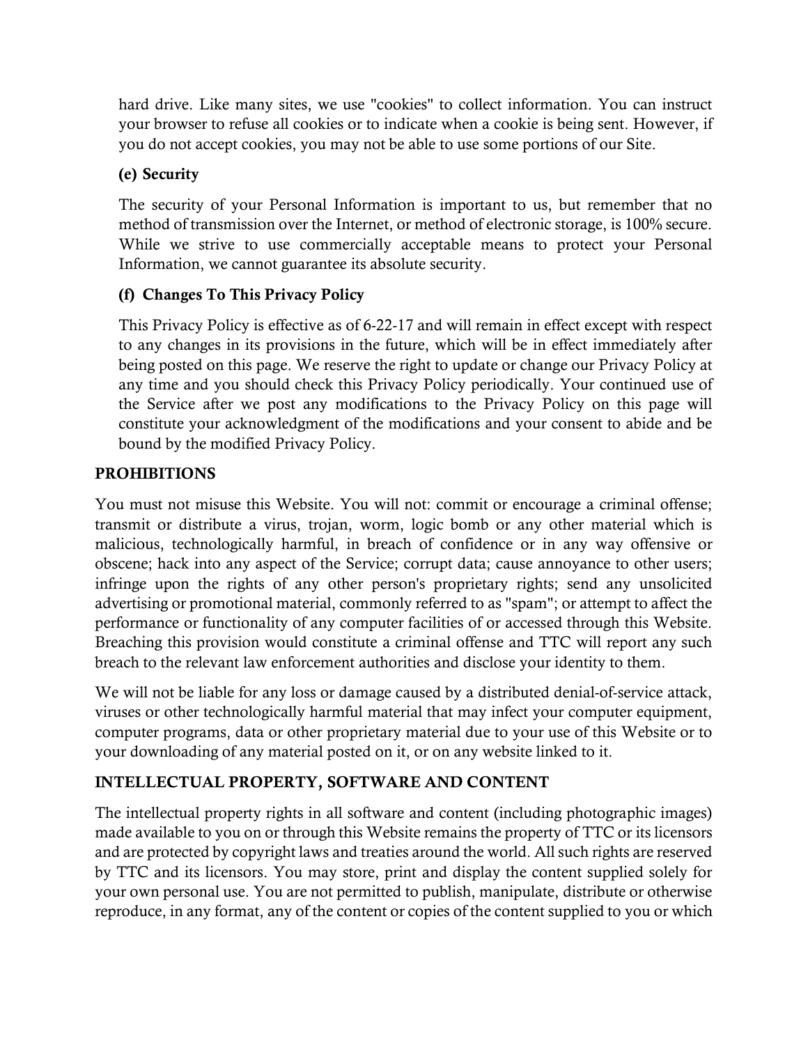hard drive. Like many sites, we use "cookies" to collect information. You can instruct your browser to refuse all cookies or to indicate when a cookie is being sent. However, if you do not accept cookies, you may not be able to use some portions of our Site.

### (e) Security

The security of your Personal Information is important to us, but remember that no method of transmission over the Internet, or method of electronic storage, is 100% secure. While we strive to use commercially acceptable means to protect your Personal Information, we cannot guarantee its absolute security.

### (f) Changes To This Privacy Policy

This Privacy Policy is effective as of 6-22-17 and will remain in effect except with respect to any changes in its provisions in the future, which will be in effect immediately after being posted on this page. We reserve the right to update or change our Privacy Policy at any time and you should check this Privacy Policy periodically. Your continued use of the Service after we post any modifications to the Privacy Policy on this page will constitute your acknowledgment of the modifications and your consent to abide and be bound by the modified Privacy Policy.

## PROHIBITIONS

You must not misuse this Website. You will not: commit or encourage a criminal offense; transmit or distribute a virus, trojan, worm, logic bomb or any other material which is malicious, technologically harmful, in breach of confidence or in any way offensive or obscene; hack into any aspect of the Service; corrupt data; cause annoyance to other users; infringe upon the rights of any other person's proprietary rights; send any unsolicited advertising or promotional material, commonly referred to as "spam"; or attempt to affect the performance or functionality of any computer facilities of or accessed through this Website. Breaching this provision would constitute a criminal offense and TTC will report any such breach to the relevant law enforcement authorities and disclose your identity to them.

We will not be liable for any loss or damage caused by a distributed denial-of-service attack, viruses or other technologically harmful material that may infect your computer equipment, computer programs, data or other proprietary material due to your use of this Website or to your downloading of any material posted on it, or on any website linked to it.

## INTELLECTUAL PROPERTY, SOFTWARE AND CONTENT

The intellectual property rights in all software and content (including photographic images) made available to you on or through this Website remains the property of TTC or its licensors and are protected by copyright laws and treaties around the world. All such rights are reserved by TTC and its licensors. You may store, print and display the content supplied solely for your own personal use. You are not permitted to publish, manipulate, distribute or otherwise reproduce, in any format, any of the content or copies of the content supplied to you or which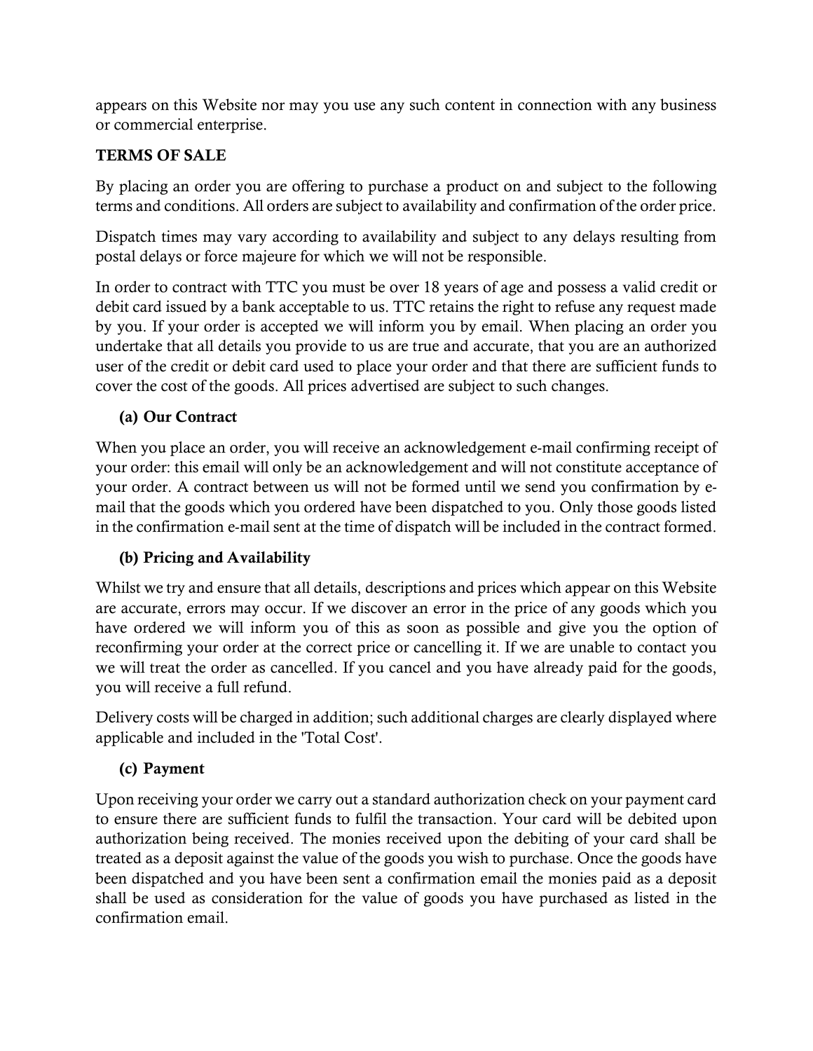appears on this Website nor may you use any such content in connection with any business or commercial enterprise.

## TERMS OF SALE

By placing an order you are offering to purchase a product on and subject to the following terms and conditions. All orders are subject to availability and confirmation of the order price.

Dispatch times may vary according to availability and subject to any delays resulting from postal delays or force majeure for which we will not be responsible.

In order to contract with TTC you must be over 18 years of age and possess a valid credit or debit card issued by a bank acceptable to us. TTC retains the right to refuse any request made by you. If your order is accepted we will inform you by email. When placing an order you undertake that all details you provide to us are true and accurate, that you are an authorized user of the credit or debit card used to place your order and that there are sufficient funds to cover the cost of the goods. All prices advertised are subject to such changes.

### (a) Our Contract

When you place an order, you will receive an acknowledgement e-mail confirming receipt of your order: this email will only be an acknowledgement and will not constitute acceptance of your order. A contract between us will not be formed until we send you confirmation by e-mail that the goods which you ordered have been dispatched to you. Only those goods listed in the confirmation e-mail sent at the time of dispatch will be included in the contract formed.

### (b) Pricing and Availability

Whilst we try and ensure that all details, descriptions and prices which appear on this Website are accurate, errors may occur. If we discover an error in the price of any goods which you have ordered we will inform you of this as soon as possible and give you the option of reconfirming your order at the correct price or cancelling it. If we are unable to contact you we will treat the order as cancelled. If you cancel and you have already paid for the goods, you will receive a full refund.

Delivery costs will be charged in addition; such additional charges are clearly displayed where applicable and included in the 'Total Cost'.

### (c) Payment

Upon receiving your order we carry out a standard authorization check on your payment card to ensure there are sufficient funds to fulfil the transaction. Your card will be debited upon authorization being received. The monies received upon the debiting of your card shall be treated as a deposit against the value of the goods you wish to purchase. Once the goods have been dispatched and you have been sent a confirmation email the monies paid as a deposit shall be used as consideration for the value of goods you have purchased as listed in the confirmation email.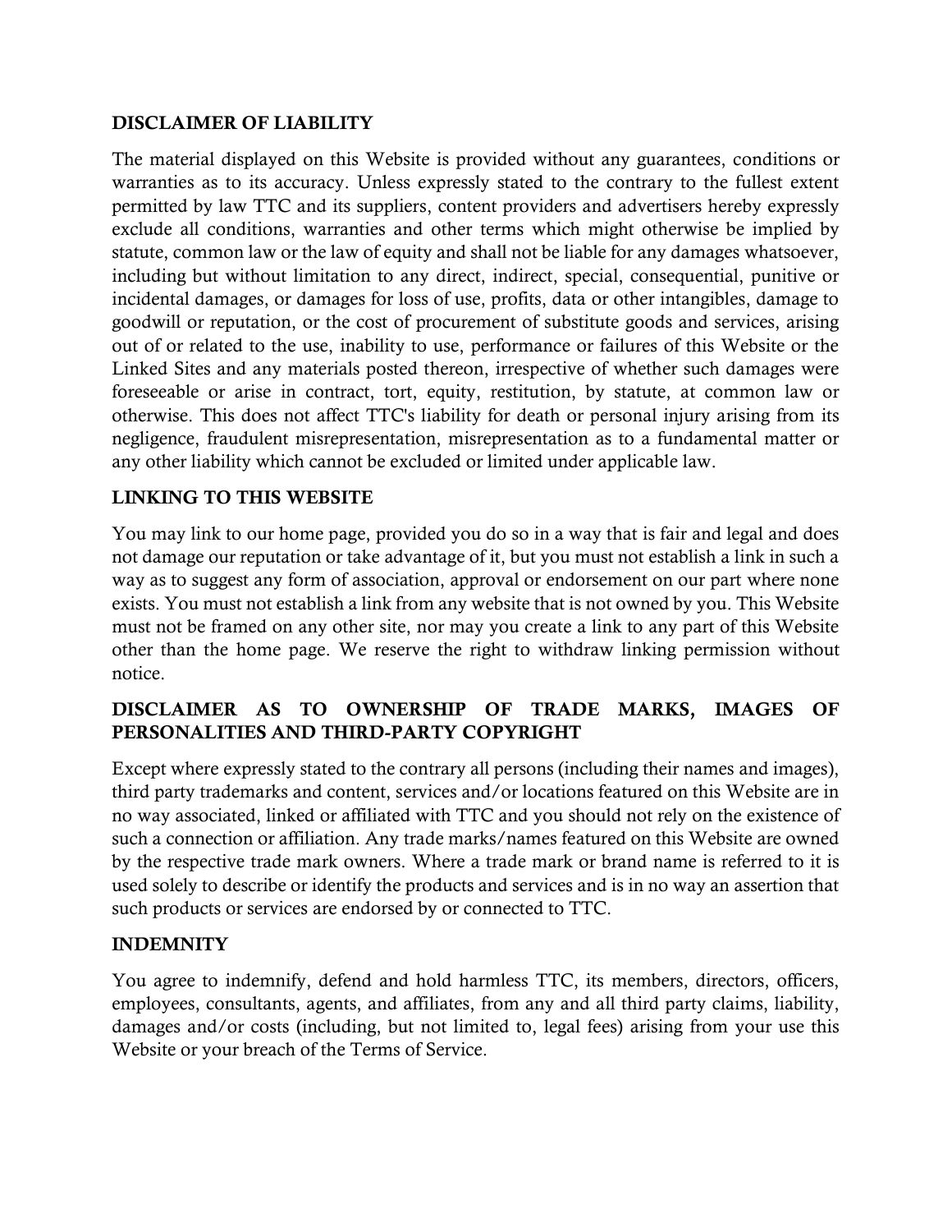## DISCLAIMER OF LIABILITY

The material displayed on this Website is provided without any guarantees, conditions or warranties as to its accuracy. Unless expressly stated to the contrary to the fullest extent permitted by law TTC and its suppliers, content providers and advertisers hereby expressly exclude all conditions, warranties and other terms which might otherwise be implied by statute, common law or the law of equity and shall not be liable for any damages whatsoever, including but without limitation to any direct, indirect, special, consequential, punitive or incidental damages, or damages for loss of use, profits, data or other intangibles, damage to goodwill or reputation, or the cost of procurement of substitute goods and services, arising out of or related to the use, inability to use, performance or failures of this Website or the Linked Sites and any materials posted thereon, irrespective of whether such damages were foreseeable or arise in contract, tort, equity, restitution, by statute, at common law or otherwise. This does not affect TTC's liability for death or personal injury arising from its negligence, fraudulent misrepresentation, misrepresentation as to a fundamental matter or any other liability which cannot be excluded or limited under applicable law.

## LINKING TO THIS WEBSITE

You may link to our home page, provided you do so in a way that is fair and legal and does not damage our reputation or take advantage of it, but you must not establish a link in such a way as to suggest any form of association, approval or endorsement on our part where none exists. You must not establish a link from any website that is not owned by you. This Website must not be framed on any other site, nor may you create a link to any part of this Website other than the home page. We reserve the right to withdraw linking permission without notice.

## DISCLAIMER AS TO OWNERSHIP OF TRADE MARKS, IMAGES OF PERSONALITIES AND THIRD-PARTY COPYRIGHT

Except where expressly stated to the contrary all persons (including their names and images), third party trademarks and content, services and/or locations featured on this Website are in no way associated, linked or affiliated with TTC and you should not rely on the existence of such a connection or affiliation. Any trade marks/names featured on this Website are owned by the respective trade mark owners. Where a trade mark or brand name is referred to it is used solely to describe or identify the products and services and is in no way an assertion that such products or services are endorsed by or connected to TTC.

## INDEMNITY

You agree to indemnify, defend and hold harmless TTC, its members, directors, officers, employees, consultants, agents, and affiliates, from any and all third party claims, liability, damages and/or costs (including, but not limited to, legal fees) arising from your use this Website or your breach of the Terms of Service.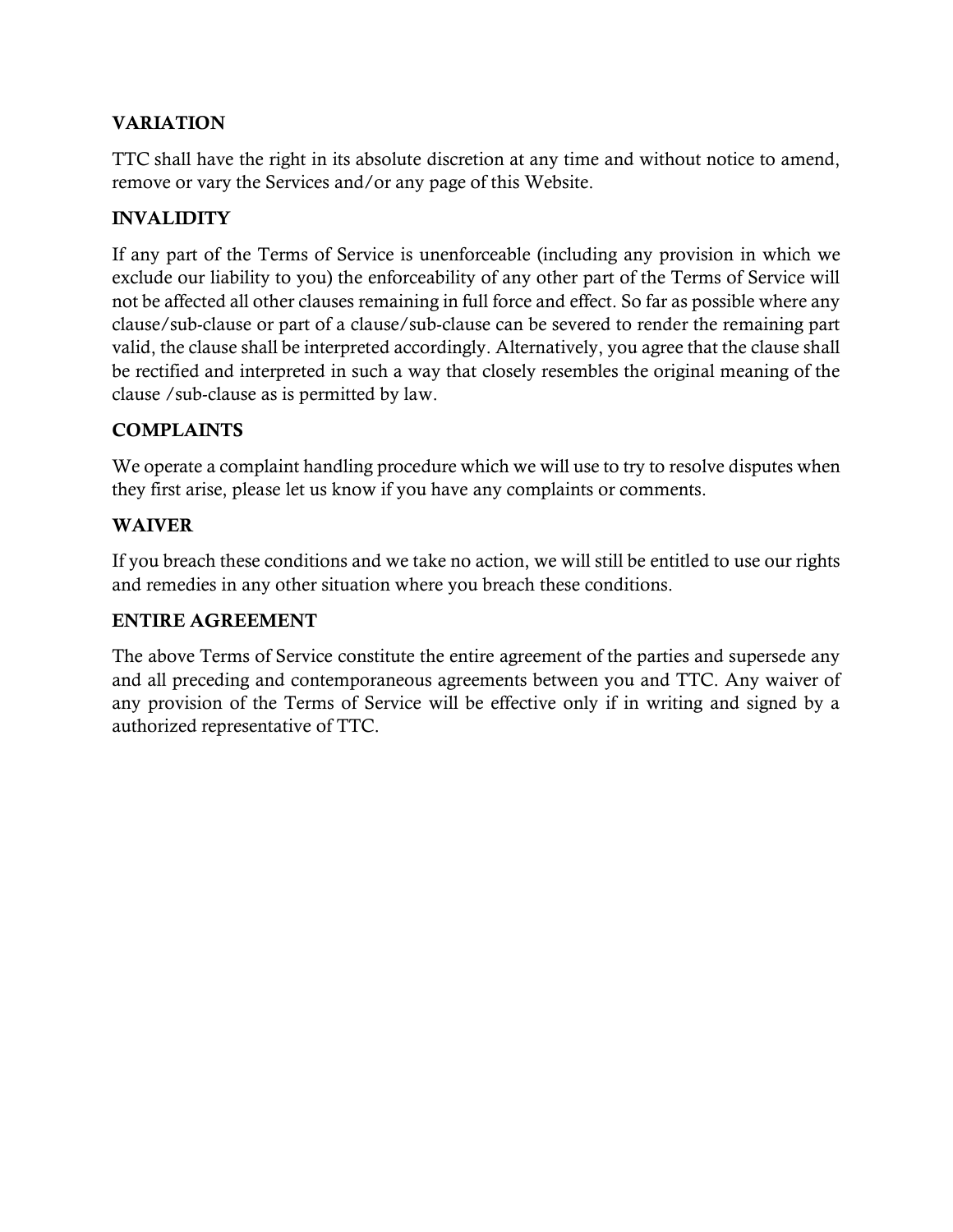**VARIATION**

TTC shall have the right in its absolute discretion at any time and without notice to amend, remove or vary the Services and/or any page of this Website.

**INVALIDITY**

If any part of the Terms of Service is unenforceable (including any provision in which we exclude our liability to you) the enforceability of any other part of the Terms of Service will not be affected all other clauses remaining in full force and effect. So far as possible where any clause/sub-clause or part of a clause/sub-clause can be severed to render the remaining part valid, the clause shall be interpreted accordingly. Alternatively, you agree that the clause shall be rectified and interpreted in such a way that closely resembles the original meaning of the clause /sub-clause as is permitted by law.

**COMPLAINTS**

We operate a complaint handling procedure which we will use to try to resolve disputes when they first arise, please let us know if you have any complaints or comments.

**WAIVER**

If you breach these conditions and we take no action, we will still be entitled to use our rights and remedies in any other situation where you breach these conditions.

**ENTIRE AGREEMENT**

The above Terms of Service constitute the entire agreement of the parties and supersede any and all preceding and contemporaneous agreements between you and TTC. Any waiver of any provision of the Terms of Service will be effective only if in writing and signed by a authorized representative of TTC.